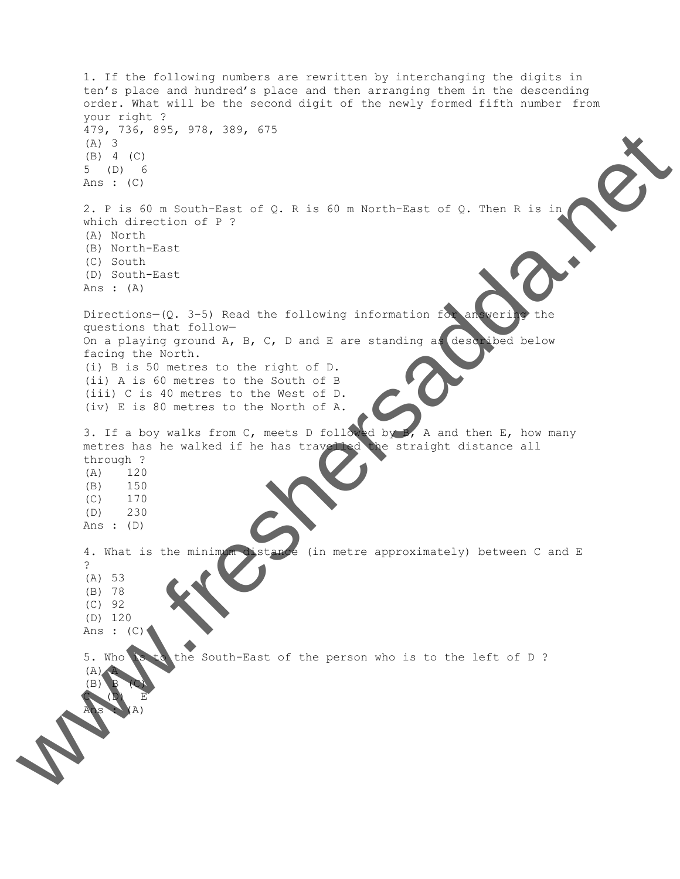1. If the following numbers are rewritten by interchanging the digits in ten's place and hundred's place and then arranging them in the descending order. What will be the second digit of the newly formed fifth number from your right ?

479, 736, 895, 978, 389, 675

(A) 3
(B) 4 (C)
5 (D) 6

Ans : (C)

2. P is 60 m South-East of Q. R is 60 m North-East of Q. Then R is in which direction of P ?

(A) North
(B) North-East
(C) South
(D) South-East

Ans : (A)

Directions—(Q. 3–5) Read the following information for answering the questions that follow—

On a playing ground A, B, C, D and E are standing as described below facing the North.

(i) B is 50 metres to the right of D.
(ii) A is 60 metres to the South of B
(iii) C is 40 metres to the West of D.
(iv) E is 80 metres to the North of A.

3. If a boy walks from C, meets D followed by B, A and then E, how many metres has he walked if he has travelled the straight distance all through ?

(A) 120
(B) 150
(C) 170
(D) 230

Ans : (D)

4. What is the minimum distance (in metre approximately) between C and E ?

(A) 53
(B) 78
(C) 92
(D) 120

Ans : (C)

5. Who is to the South-East of the person who is to the left of D ?

(A) A
(B) B (C)
C (D) E

Ans : (A)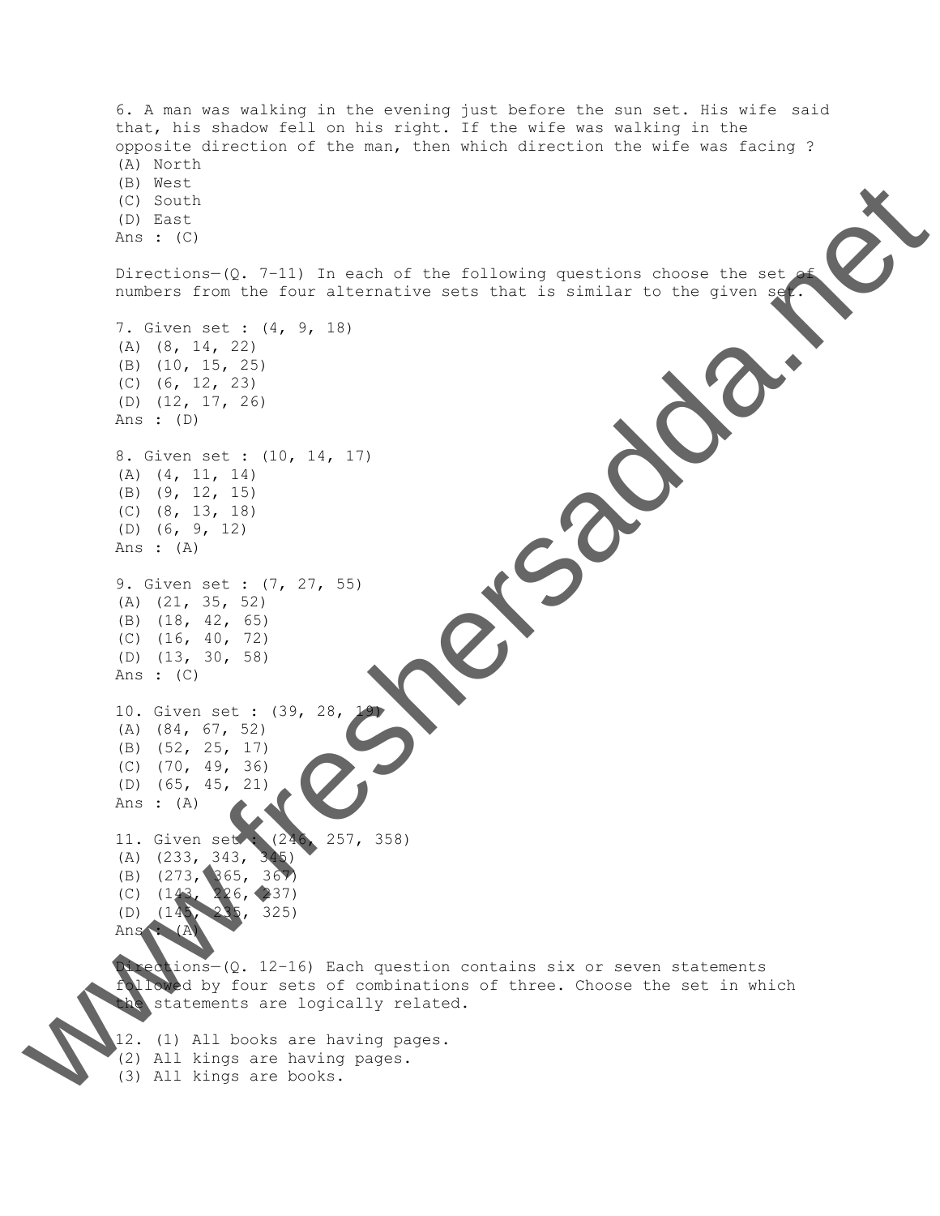6. A man was walking in the evening just before the sun set. His wife said that, his shadow fell on his right. If the wife was walking in the opposite direction of the man, then which direction the wife was facing ?

(A) North
(B) West
(C) South
(D) East

Ans : (C)

Directions—(Q. 7-11) In each of the following questions choose the set of numbers from the four alternative sets that is similar to the given set.

7. Given set : (4, 9, 18)

(A) (8, 14, 22)
(B) (10, 15, 25)
(C) (6, 12, 23)
(D) (12, 17, 26)

Ans : (D)

8. Given set : (10, 14, 17)

(A) (4, 11, 14)
(B) (9, 12, 15)
(C) (8, 13, 18)
(D) (6, 9, 12)

Ans : (A)

9. Given set : (7, 27, 55)

(A) (21, 35, 52)
(B) (18, 42, 65)
(C) (16, 40, 72)
(D) (13, 30, 58)

Ans : (C)

10. Given set : (39, 28, 19)

(A) (84, 67, 52)
(B) (52, 25, 17)
(C) (70, 49, 36)
(D) (65, 45, 21)

Ans : (A)

11. Given set : (246, 257, 358)

(A) (233, 343, 345)
(B) (273, 365, 367)
(C) (143, 226, 237)
(D) (145, 235, 325)

Ans : (A)

Directions—(Q. 12-16) Each question contains six or seven statements followed by four sets of combinations of three. Choose the set in which the statements are logically related.

12. (1) All books are having pages.
(2) All kings are having pages.
(3) All kings are books.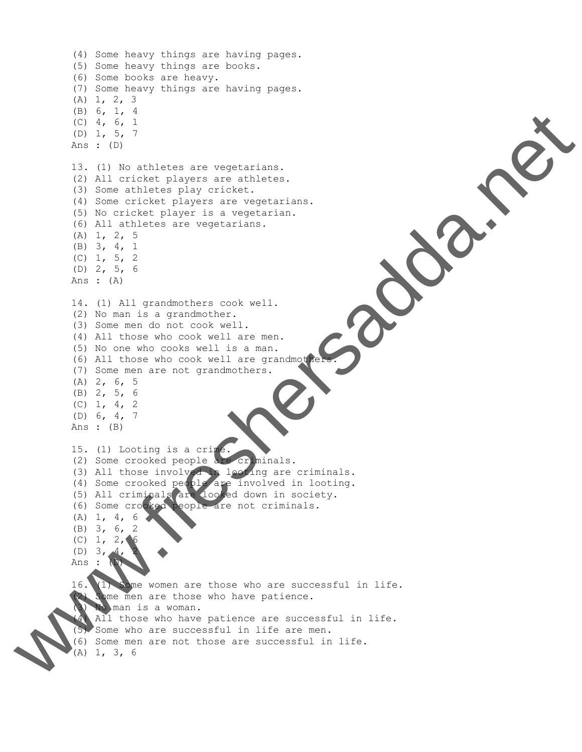(4) Some heavy things are having pages.
(5) Some heavy things are books.
(6) Some books are heavy.
(7) Some heavy things are having pages.
(A) 1, 2, 3
(B) 6, 1, 4
(C) 4, 6, 1
(D) 1, 5, 7
Ans : (D)

13. (1) No athletes are vegetarians.
(2) All cricket players are athletes.
(3) Some athletes play cricket.
(4) Some cricket players are vegetarians.
(5) No cricket player is a vegetarian.
(6) All athletes are vegetarians.
(A) 1, 2, 5
(B) 3, 4, 1
(C) 1, 5, 2
(D) 2, 5, 6
Ans : (A)

14. (1) All grandmothers cook well.
(2) No man is a grandmother.
(3) Some men do not cook well.
(4) All those who cook well are men.
(5) No one who cooks well is a man.
(6) All those who cook well are grandmothers.
(7) Some men are not grandmothers.
(A) 2, 6, 5
(B) 2, 5, 6
(C) 1, 4, 2
(D) 6, 4, 7
Ans : (B)

15. (1) Looting is a crime.
(2) Some crooked people are criminals.
(3) All those involved in looting are criminals.
(4) Some crooked people are involved in looting.
(5) All criminals are looked down in society.
(6) Some crooked people are not criminals.
(A) 1, 4, 6
(B) 3, 6, 2
(C) 1, 2, 6
(D) 3, 4, 2
Ans : (D)

16. (1) Some women are those who are successful in life.
(2) Some men are those who have patience.
(3) No man is a woman.
(4) All those who have patience are successful in life.
(5) Some who are successful in life are men.
(6) Some men are not those are successful in life.
(A) 1, 3, 6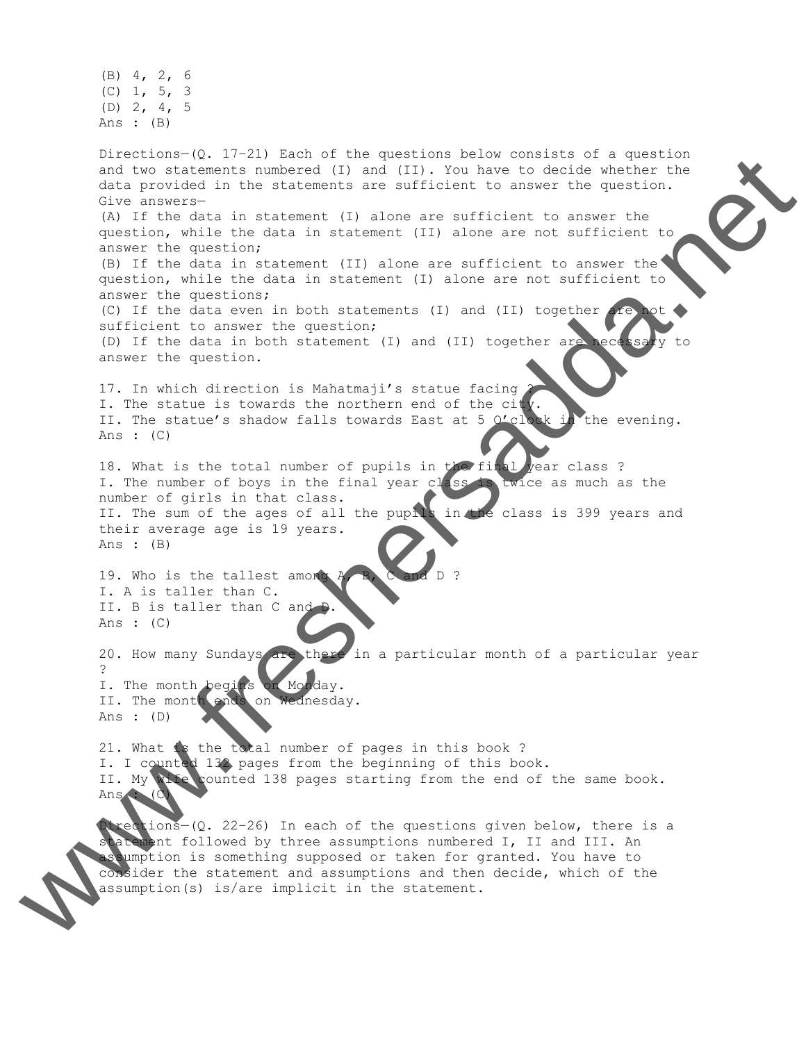(B) 4, 2, 6
(C) 1, 5, 3
(D) 2, 4, 5
Ans : (B)

Directions—(Q. 17-21) Each of the questions below consists of a question and two statements numbered (I) and (II). You have to decide whether the data provided in the statements are sufficient to answer the question. Give answers—
(A) If the data in statement (I) alone are sufficient to answer the question, while the data in statement (II) alone are not sufficient to answer the question;
(B) If the data in statement (II) alone are sufficient to answer the question, while the data in statement (I) alone are not sufficient to answer the questions;
(C) If the data even in both statements (I) and (II) together are not sufficient to answer the question;
(D) If the data in both statement (I) and (II) together are necessary to answer the question.

17. In which direction is Mahatmaji's statue facing ?
I. The statue is towards the northern end of the city.
II. The statue's shadow falls towards East at 5 O'clock in the evening.
Ans : (C)

18. What is the total number of pupils in the final year class ?
I. The number of boys in the final year class is twice as much as the number of girls in that class.
II. The sum of the ages of all the pupils in the class is 399 years and their average age is 19 years.
Ans : (B)

19. Who is the tallest among A, B, C and D ?
I. A is taller than C.
II. B is taller than C and D.
Ans : (C)

20. How many Sundays are there in a particular month of a particular year ?
I. The month begins on Monday.
II. The month ends on Wednesday.
Ans : (D)

21. What is the total number of pages in this book ?
I. I counted 132 pages from the beginning of this book.
II. My wife counted 138 pages starting from the end of the same book.
Ans : (C)

Directions—(Q. 22-26) In each of the questions given below, there is a statement followed by three assumptions numbered I, II and III. An assumption is something supposed or taken for granted. You have to consider the statement and assumptions and then decide, which of the assumption(s) is/are implicit in the statement.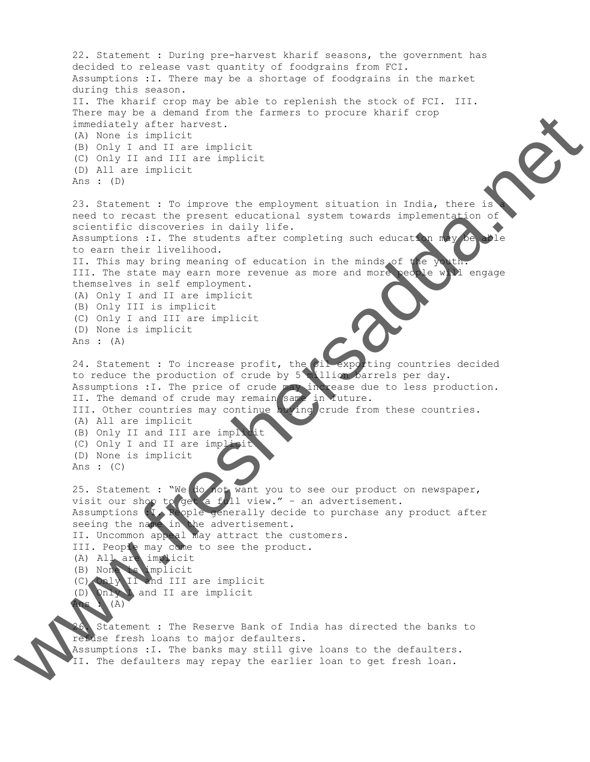22. Statement : During pre-harvest kharif seasons, the government has decided to release vast quantity of foodgrains from FCI.
Assumptions :I. There may be a shortage of foodgrains in the market during this season.
II. The kharif crop may be able to replenish the stock of FCI. III. There may be a demand from the farmers to procure kharif crop immediately after harvest.
(A) None is implicit
(B) Only I and II are implicit
(C) Only II and III are implicit
(D) All are implicit
Ans : (D)

23. Statement : To improve the employment situation in India, there is a need to recast the present educational system towards implementation of scientific discoveries in daily life.
Assumptions :I. The students after completing such education may be able to earn their livelihood.
II. This may bring meaning of education in the minds of the youth.
III. The state may earn more revenue as more and more people will engage themselves in self employment.
(A) Only I and II are implicit
(B) Only III is implicit
(C) Only I and III are implicit
(D) None is implicit
Ans : (A)

24. Statement : To increase profit, the oil exporting countries decided to reduce the production of crude by 5 million barrels per day.
Assumptions :I. The price of crude may increase due to less production.
II. The demand of crude may remain same in future.
III. Other countries may continue buying crude from these countries.
(A) All are implicit
(B) Only II and III are implicit
(C) Only I and II are implicit
(D) None is implicit
Ans : (C)

25. Statement : "We do not want you to see our product on newspaper, visit our shop to get a full view." – an advertisement.
Assumptions :I. People generally decide to purchase any product after seeing the name in the advertisement.
II. Uncommon appeal may attract the customers.
III. People may come to see the product.
(A) All are implicit
(B) None is implicit
(C) Only II and III are implicit
(D) Only I and II are implicit
Ans : (A)

26. Statement : The Reserve Bank of India has directed the banks to refuse fresh loans to major defaulters.
Assumptions :I. The banks may still give loans to the defaulters.
II. The defaulters may repay the earlier loan to get fresh loan.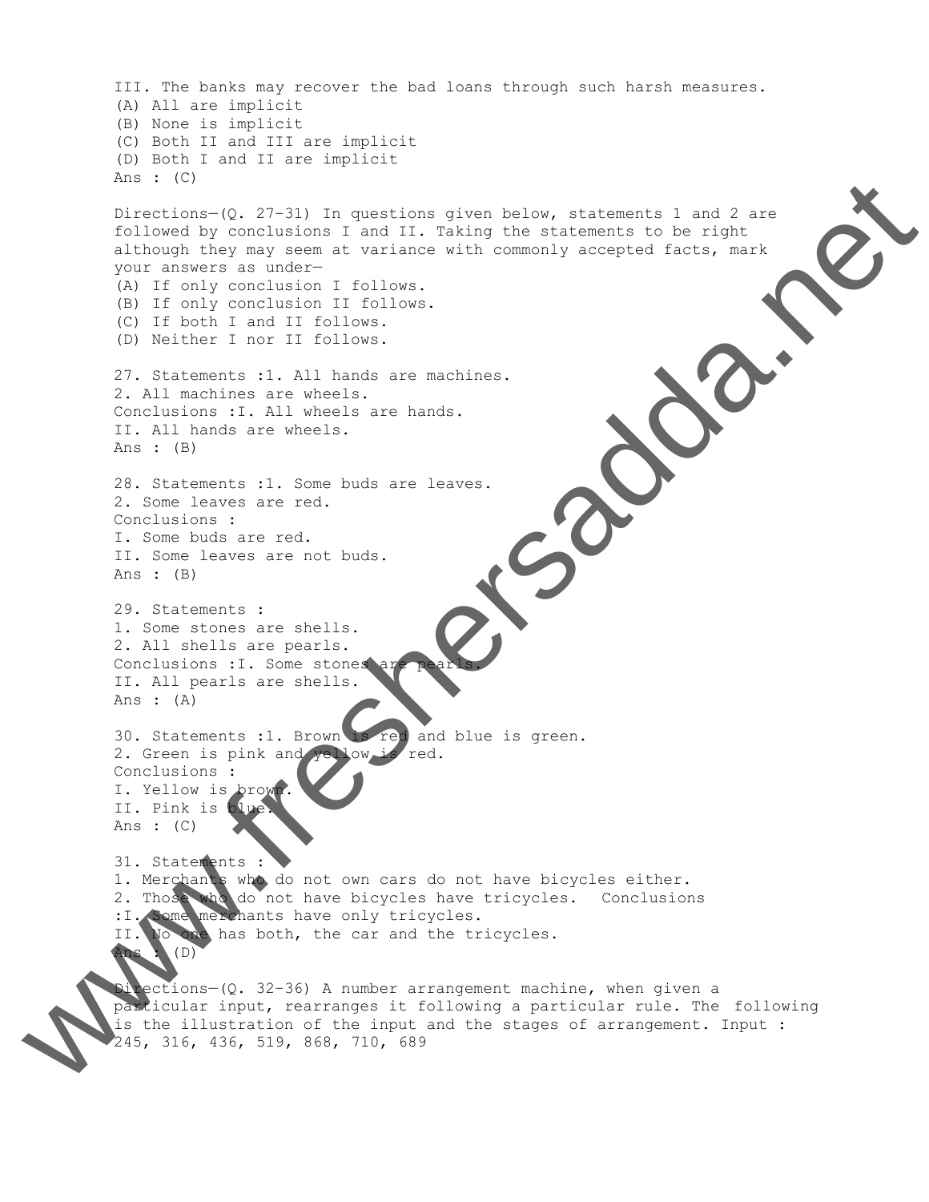III. The banks may recover the bad loans through such harsh measures.
(A) All are implicit
(B) None is implicit
(C) Both II and III are implicit
(D) Both I and II are implicit
Ans : (C)

Directions—(Q. 27-31) In questions given below, statements 1 and 2 are followed by conclusions I and II. Taking the statements to be right although they may seem at variance with commonly accepted facts, mark your answers as under—
(A) If only conclusion I follows.
(B) If only conclusion II follows.
(C) If both I and II follows.
(D) Neither I nor II follows.

27. Statements :1. All hands are machines.
2. All machines are wheels.
Conclusions :I. All wheels are hands.
II. All hands are wheels.
Ans : (B)

28. Statements :1. Some buds are leaves.
2. Some leaves are red.
Conclusions :
I. Some buds are red.
II. Some leaves are not buds.
Ans : (B)

29. Statements :
1. Some stones are shells.
2. All shells are pearls.
Conclusions :I. Some stones are pearls.
II. All pearls are shells.
Ans : (A)

30. Statements :1. Brown is red and blue is green.
2. Green is pink and yellow is red.
Conclusions :
I. Yellow is brown.
II. Pink is blue.
Ans : (C)

31. Statements :
1. Merchants who do not own cars do not have bicycles either.
2. Those who do not have bicycles have tricycles. Conclusions :I. Some merchants have only tricycles.
II. No one has both, the car and the tricycles.
Ans : (D)

Directions—(Q. 32-36) A number arrangement machine, when given a particular input, rearranges it following a particular rule. The following is the illustration of the input and the stages of arrangement. Input : 245, 316, 436, 519, 868, 710, 689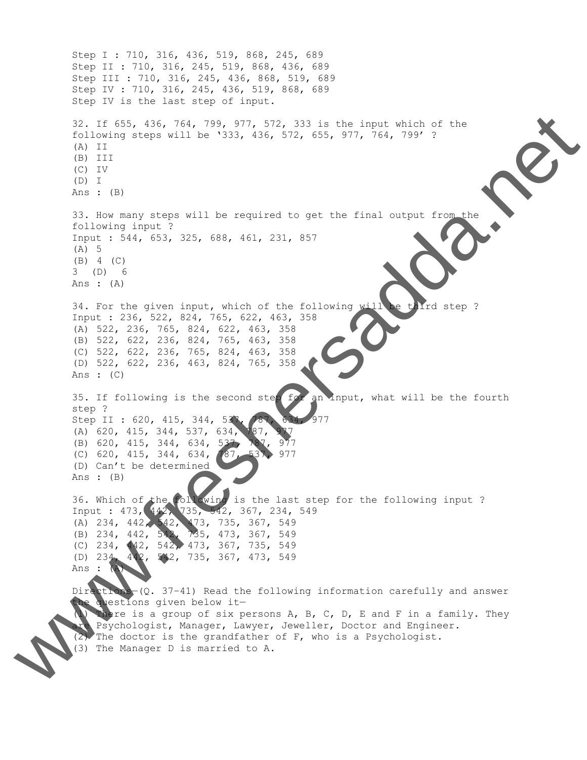Step I : 710, 316, 436, 519, 868, 245, 689
Step II : 710, 316, 245, 519, 868, 436, 689
Step III : 710, 316, 245, 436, 868, 519, 689
Step IV : 710, 316, 245, 436, 519, 868, 689
Step IV is the last step of input.

32. If 655, 436, 764, 799, 977, 572, 333 is the input which of the following steps will be '333, 436, 572, 655, 977, 764, 799' ?
(A) II
(B) III
(C) IV
(D) I
Ans : (B)

33. How many steps will be required to get the final output from the following input ?
Input : 544, 653, 325, 688, 461, 231, 857
(A) 5
(B) 4 (C)
3 (D) 6
Ans : (A)

34. For the given input, which of the following will be third step ?
Input : 236, 522, 824, 765, 622, 463, 358
(A) 522, 236, 765, 824, 622, 463, 358
(B) 522, 622, 236, 824, 765, 463, 358
(C) 522, 622, 236, 765, 824, 463, 358
(D) 522, 622, 236, 463, 824, 765, 358
Ans : (C)

35. If following is the second step for an input, what will be the fourth step ?
Step II : 620, 415, 344, 537, 787, 634, 977
(A) 620, 415, 344, 537, 634, 787, 977
(B) 620, 415, 344, 634, 537, 787, 977
(C) 620, 415, 344, 634, 787, 537, 977
(D) Can't be determined
Ans : (B)

36. Which of the following is the last step for the following input ?
Input : 473, 442, 735, 542, 367, 234, 549
(A) 234, 442, 542, 473, 735, 367, 549
(B) 234, 442, 542, 735, 473, 367, 549
(C) 234, 442, 542, 473, 367, 735, 549
(D) 234, 442, 542, 735, 367, 473, 549
Ans : (A)

Directions—(Q. 37-41) Read the following information carefully and answer the questions given below it—
(1) There is a group of six persons A, B, C, D, E and F in a family. They are Psychologist, Manager, Lawyer, Jeweller, Doctor and Engineer.
(2) The doctor is the grandfather of F, who is a Psychologist.
(3) The Manager D is married to A.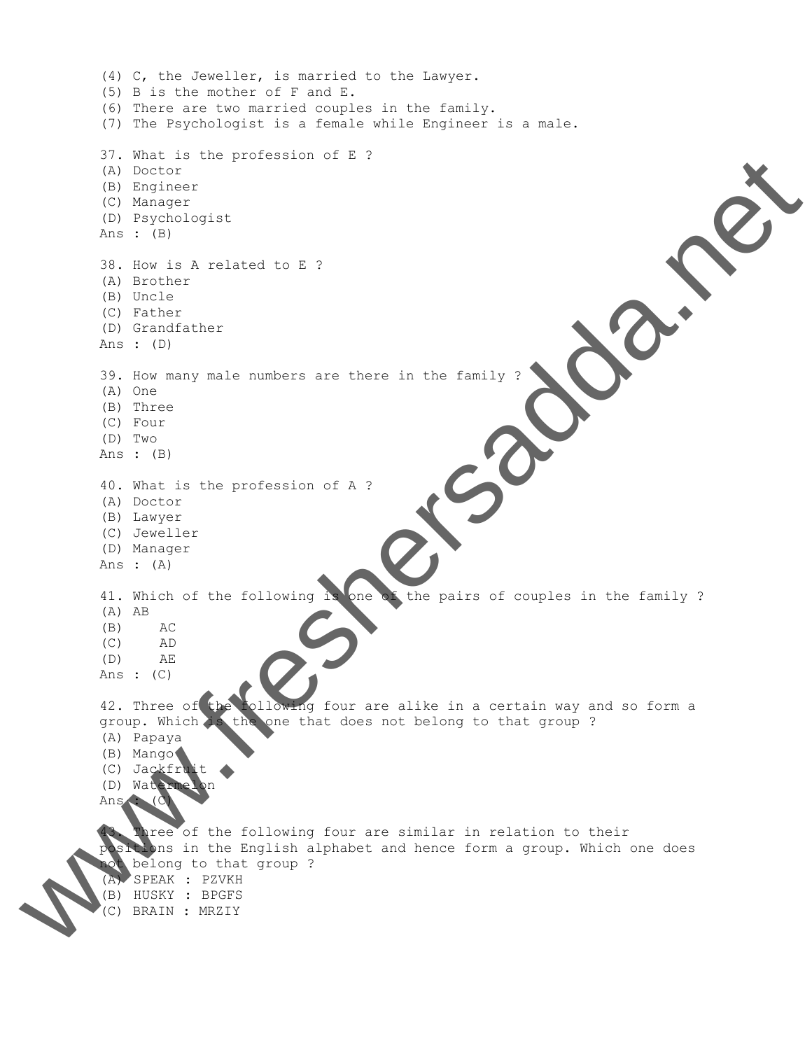(4) C, the Jeweller, is married to the Lawyer.
(5) B is the mother of F and E.
(6) There are two married couples in the family.
(7) The Psychologist is a female while Engineer is a male.

37. What is the profession of E ?
(A) Doctor
(B) Engineer
(C) Manager
(D) Psychologist
Ans : (B)

38. How is A related to E ?
(A) Brother
(B) Uncle
(C) Father
(D) Grandfather
Ans : (D)

39. How many male numbers are there in the family ?
(A) One
(B) Three
(C) Four
(D) Two
Ans : (B)

40. What is the profession of A ?
(A) Doctor
(B) Lawyer
(C) Jeweller
(D) Manager
Ans : (A)

41. Which of the following is one of the pairs of couples in the family ?
(A) AB
(B) AC
(C) AD
(D) AE
Ans : (C)

42. Three of the following four are alike in a certain way and so form a group. Which is the one that does not belong to that group ?
(A) Papaya
(B) Mango
(C) Jackfruit
(D) Watermelon
Ans : (C)

43. Three of the following four are similar in relation to their positions in the English alphabet and hence form a group. Which one does not belong to that group ?
(A) SPEAK : PZVKH
(B) HUSKY : BPGFS
(C) BRAIN : MRZIY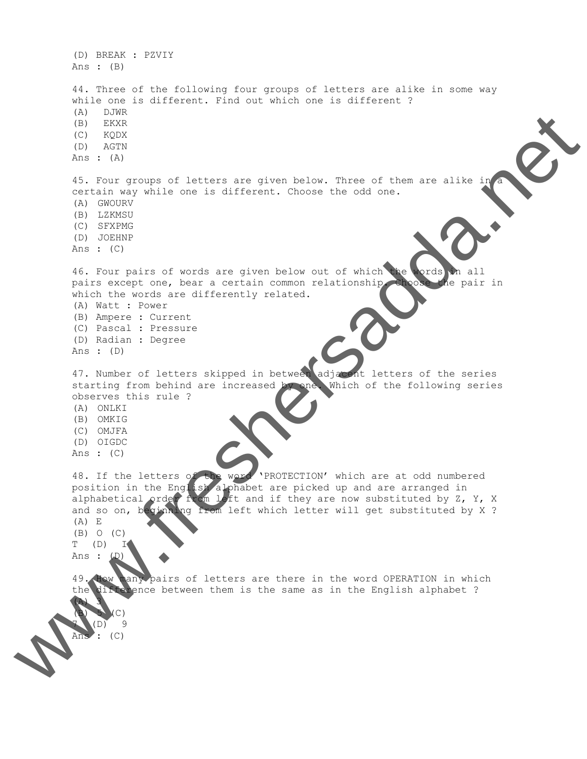(D) BREAK : PZVIY
Ans : (B)

44. Three of the following four groups of letters are alike in some way while one is different. Find out which one is different ?
(A) DJWR
(B) EKXR
(C) KQDX
(D) AGTN
Ans : (A)

45. Four groups of letters are given below. Three of them are alike in a certain way while one is different. Choose the odd one.
(A) GWOURV
(B) LZKMSU
(C) SFXPMG
(D) JOEHNP
Ans : (C)

46. Four pairs of words are given below out of which the words in all pairs except one, bear a certain common relationship. Choose the pair in which the words are differently related.
(A) Watt : Power
(B) Ampere : Current
(C) Pascal : Pressure
(D) Radian : Degree
Ans : (D)

47. Number of letters skipped in between adjacent letters of the series starting from behind are increased by one. Which of the following series observes this rule ?
(A) ONLKI
(B) OMKIG
(C) OMJFA
(D) OIGDC
Ans : (C)

48. If the letters of the word 'PROTECTION' which are at odd numbered position in the English alphabet are picked up and are arranged in alphabetical order from left and if they are now substituted by Z, Y, X and so on, beginning from left which letter will get substituted by X ?
(A) E
(B) O (C)
T (D) I
Ans : (D)

49. How many pairs of letters are there in the word OPERATION in which the difference between them is the same as in the English alphabet ?
(A) 3
(B) 5 (C)
7 (D) 9
Ans : (C)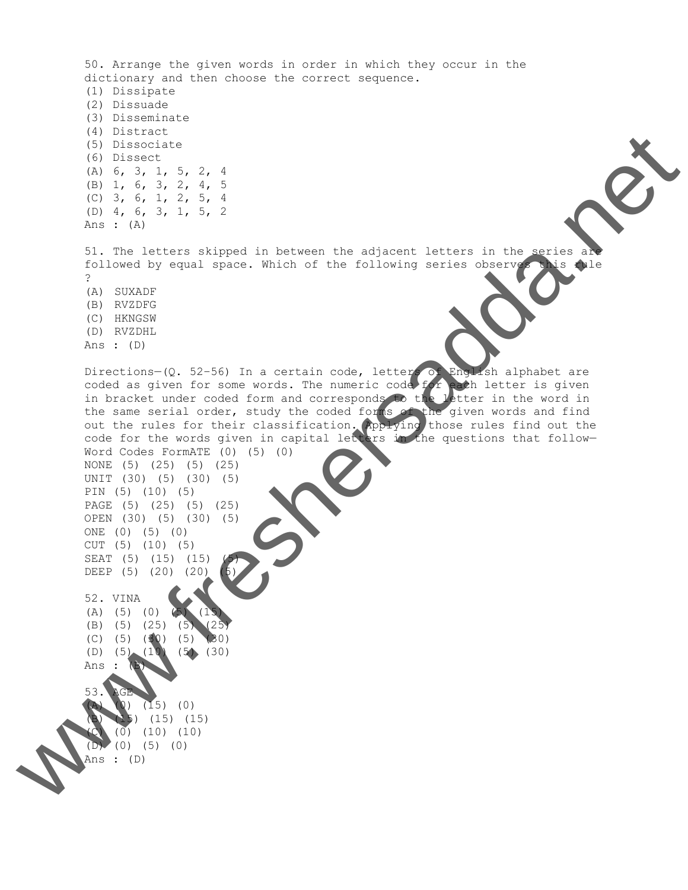50. Arrange the given words in order in which they occur in the dictionary and then choose the correct sequence.

(1) Dissipate
(2) Dissuade
(3) Disseminate
(4) Distract
(5) Dissociate
(6) Dissect

(A) 6, 3, 1, 5, 2, 4
(B) 1, 6, 3, 2, 4, 5
(C) 3, 6, 1, 2, 5, 4
(D) 4, 6, 3, 1, 5, 2

Ans : (A)

51. The letters skipped in between the adjacent letters in the series are followed by equal space. Which of the following series observes this rule ?

(A) SUXADF
(B) RVZDFG
(C) HKNGSW
(D) RVZDHL

Ans : (D)

Directions—(Q. 52–56) In a certain code, letters of English alphabet are coded as given for some words. The numeric code for each letter is given in bracket under coded form and corresponds to the letter in the word in the same serial order, study the coded forms of the given words and find out the rules for their classification. Applying those rules find out the code for the words given in capital letters in the questions that follow—

Word Codes FormATE (0) (5) (0)
NONE (5) (25) (5) (25)
UNIT (30) (5) (30) (5)
PIN (5) (10) (5)
PAGE (5) (25) (5) (25)
OPEN (30) (5) (30) (5)
ONE (0) (5) (0)
CUT (5) (10) (5)
SEAT (5) (15) (15) (5)
DEEP (5) (20) (20) (5)

52. VINA

(A) (5) (0) (5) (15)
(B) (5) (25) (5) (25)
(C) (5) (30) (5) (30)
(D) (5) (10) (5) (30)

Ans : (B)

53. AGE

(A) (0) (15) (0)
(B) (15) (15) (15)
(C) (0) (10) (10)
(D) (0) (5) (0)

Ans : (D)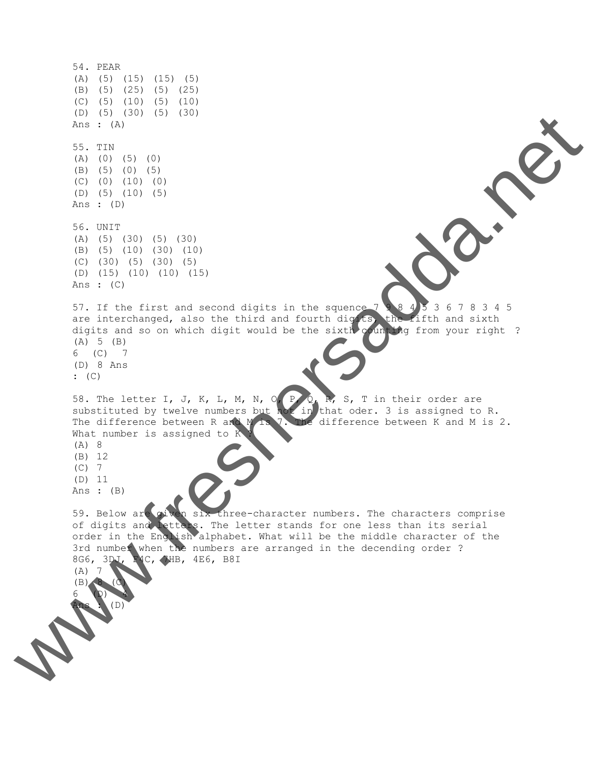54. PEAR
(A) (5) (15) (15) (5)
(B) (5) (25) (5) (25)
(C) (5) (10) (5) (10)
(D) (5) (30) (5) (30)
Ans : (A)

55. TIN
(A) (0) (5) (0)
(B) (5) (0) (5)
(C) (0) (10) (0)
(D) (5) (10) (5)
Ans : (D)

56. UNIT
(A) (5) (30) (5) (30)
(B) (5) (10) (30) (10)
(C) (30) (5) (30) (5)
(D) (15) (10) (10) (15)
Ans : (C)

57. If the first and second digits in the squence 7 9 8 4 5 3 6 7 8 3 4 5 are interchanged, also the third and fourth digits, the fifth and sixth digits and so on which digit would be the sixth counting from your right ?
(A) 5 (B)
6 (C) 7
(D) 8 Ans
: (C)

58. The letter I, J, K, L, M, N, O, P, Q, R, S, T in their order are substituted by twelve numbers but not in that oder. 3 is assigned to R. The difference between R and M is 7. The difference between K and M is 2. What number is assigned to K ?
(A) 8
(B) 12
(C) 7
(D) 11
Ans : (B)

59. Below are given six three-character numbers. The characters comprise of digits and letters. The letter stands for one less than its serial order in the English alphabet. What will be the middle character of the 3rd number when the numbers are arranged in the decending order ?
8G6, 3DJ, F4C, 7HB, 4E6, B8I
(A) 7
(B) 8 (C)
6 (D) 4
Ans : (D)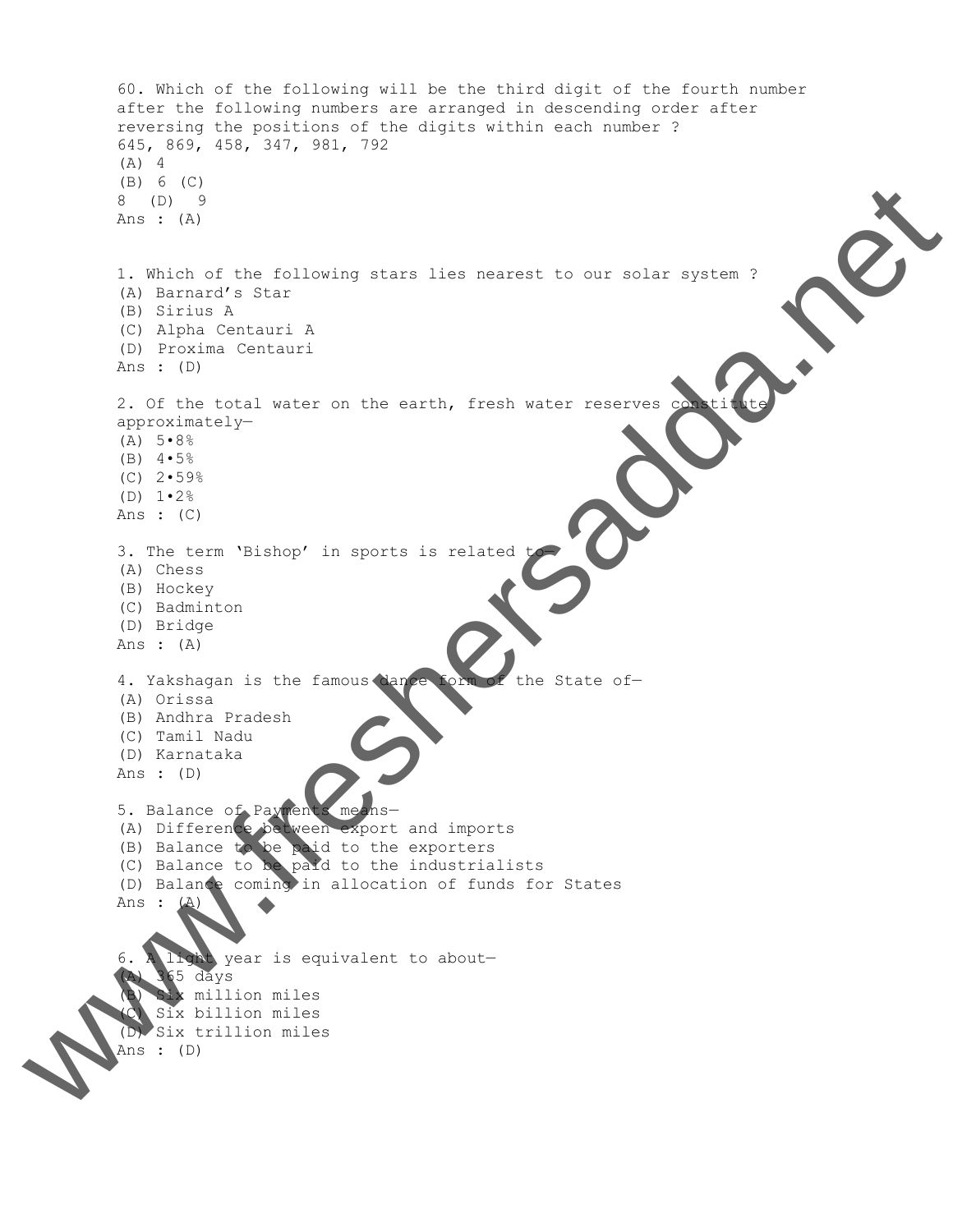60. Which of the following will be the third digit of the fourth number after the following numbers are arranged in descending order after reversing the positions of the digits within each number ?

645, 869, 458, 347, 981, 792

(A) 4
(B) 6 (C)
8 (D) 9
Ans : (A)

1. Which of the following stars lies nearest to our solar system ?
(A) Barnard's Star
(B) Sirius A
(C) Alpha Centauri A
(D) Proxima Centauri
Ans : (D)

2. Of the total water on the earth, fresh water reserves constitute approximately—
(A) 5•8%
(B) 4•5%
(C) 2•59%
(D) 1•2%
Ans : (C)

3. The term 'Bishop' in sports is related to—
(A) Chess
(B) Hockey
(C) Badminton
(D) Bridge
Ans : (A)

4. Yakshagan is the famous dance form of the State of—
(A) Orissa
(B) Andhra Pradesh
(C) Tamil Nadu
(D) Karnataka
Ans : (D)

5. Balance of Payments means—
(A) Difference between export and imports
(B) Balance to be paid to the exporters
(C) Balance to be paid to the industrialists
(D) Balance coming in allocation of funds for States
Ans : (A)

6. A light year is equivalent to about—
(A) 365 days
(B) Six million miles
(C) Six billion miles
(D) Six trillion miles
Ans : (D)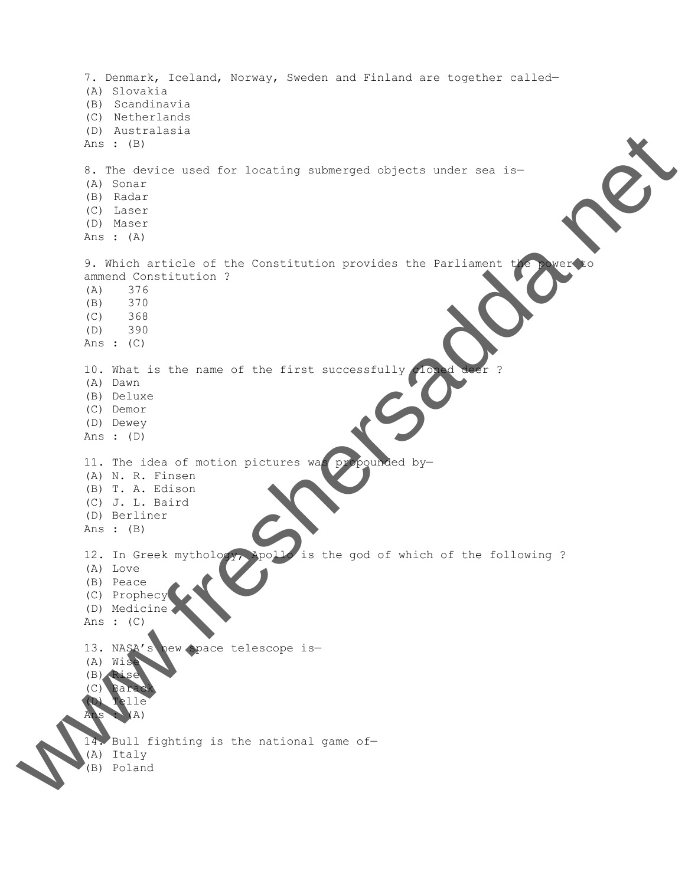7. Denmark, Iceland, Norway, Sweden and Finland are together called—
(A) Slovakia
(B) Scandinavia
(C) Netherlands
(D) Australasia
Ans : (B)

8. The device used for locating submerged objects under sea is—
(A) Sonar
(B) Radar
(C) Laser
(D) Maser
Ans : (A)

9. Which article of the Constitution provides the Parliament the power to ammend Constitution ?
(A) 376
(B) 370
(C) 368
(D) 390
Ans : (C)

10. What is the name of the first successfully cloned deer ?
(A) Dawn
(B) Deluxe
(C) Demor
(D) Dewey
Ans : (D)

11. The idea of motion pictures was propounded by—
(A) N. R. Finsen
(B) T. A. Edison
(C) J. L. Baird
(D) Berliner
Ans : (B)

12. In Greek mythology, Apollo is the god of which of the following ?
(A) Love
(B) Peace
(C) Prophecy
(D) Medicine
Ans : (C)

13. NASA's new space telescope is—
(A) Wise
(B) Rise
(C) Barack
(D) Telle
Ans : (A)

14. Bull fighting is the national game of—
(A) Italy
(B) Poland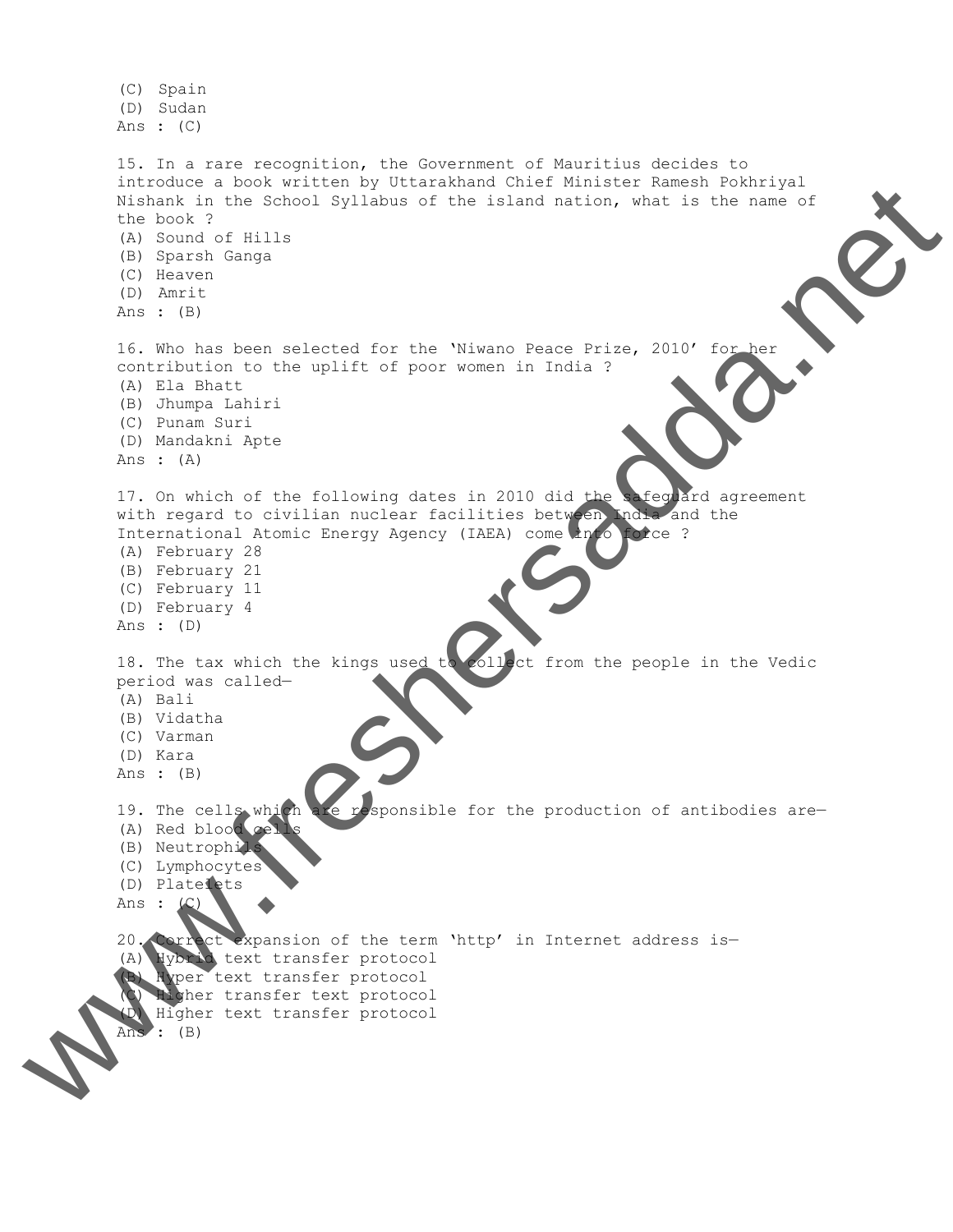(C) Spain
(D) Sudan
Ans : (C)

15. In a rare recognition, the Government of Mauritius decides to introduce a book written by Uttarakhand Chief Minister Ramesh Pokhriyal Nishank in the School Syllabus of the island nation, what is the name of the book ?
(A) Sound of Hills
(B) Sparsh Ganga
(C) Heaven
(D) Amrit
Ans : (B)

16. Who has been selected for the 'Niwano Peace Prize, 2010' for her contribution to the uplift of poor women in India ?
(A) Ela Bhatt
(B) Jhumpa Lahiri
(C) Punam Suri
(D) Mandakni Apte
Ans : (A)

17. On which of the following dates in 2010 did the safeguard agreement with regard to civilian nuclear facilities between India and the International Atomic Energy Agency (IAEA) come into force ?
(A) February 28
(B) February 21
(C) February 11
(D) February 4
Ans : (D)

18. The tax which the kings used to collect from the people in the Vedic period was called—
(A) Bali
(B) Vidatha
(C) Varman
(D) Kara
Ans : (B)

19. The cells which are responsible for the production of antibodies are—
(A) Red blood cells
(B) Neutrophils
(C) Lymphocytes
(D) Platelets
Ans : (C)

20. Correct expansion of the term 'http' in Internet address is—
(A) Hybrid text transfer protocol
(B) Hyper text transfer protocol
(C) Higher transfer text protocol
(D) Higher text transfer protocol
Ans : (B)